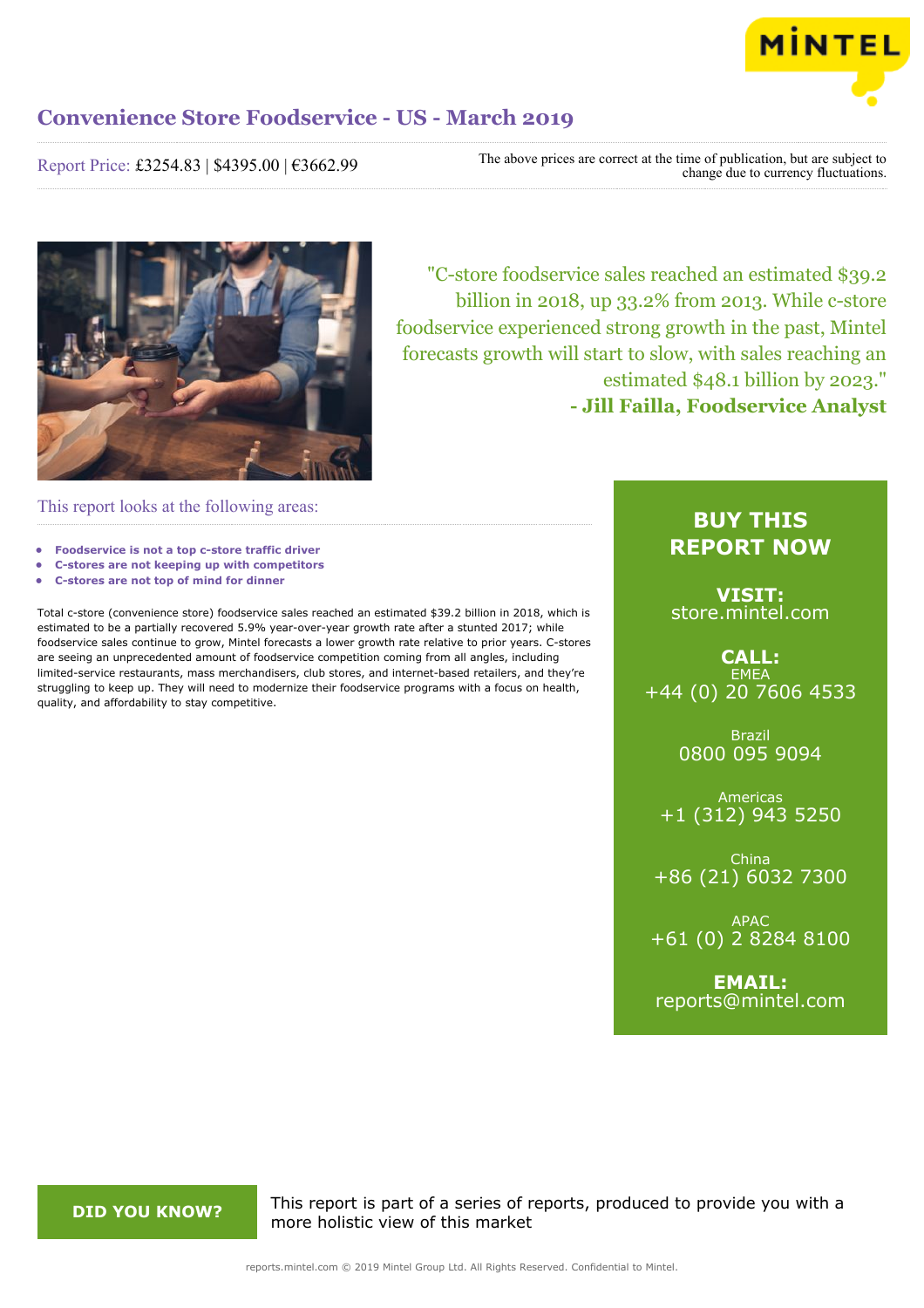# Convenience Store Foodservice - US - March 2019

Report Price: £3254.83 | $4395.00 | €3662.99

The above prices are correct at the time of publication, but are subject to change due to currency fluctuations.

"C-store foodservice sales reached an estimated $39.2 billion in 2018, up 33.2% from 2013. While c-store foodservice experienced strong growth in the past, Mintel forecasts growth will start to slow, with sales reaching an estimated $48.1 billion by 2023."
**- Jill Failla, Foodservice Analyst**

## This report looks at the following areas:

- **Foodservice is not a top c-store traffic driver**
- **C-stores are not keeping up with competitors**
- **C-stores are not top of mind for dinner**

Total c-store (convenience store) foodservice sales reached an estimated $39.2 billion in 2018, which is estimated to be a partially recovered 5.9% year-over-year growth rate after a stunted 2017; while foodservice sales continue to grow, Mintel forecasts a lower growth rate relative to prior years. C-stores are seeing an unprecedented amount of foodservice competition coming from all angles, including limited-service restaurants, mass merchandisers, club stores, and internet-based retailers, and they're struggling to keep up. They will need to modernize their foodservice programs with a focus on health, quality, and affordability to stay competitive.

**BUY THIS REPORT NOW**

**VISIT:**
store.mintel.com

**CALL:**
EMEA
+44 (0) 20 7606 4533

Brazil
0800 095 9094

Americas
+1 (312) 943 5250

China
+86 (21) 6032 7300

APAC
+61 (0) 2 8284 8100

**EMAIL:**
reports@mintel.com

**DID YOU KNOW?**

This report is part of a series of reports, produced to provide you with a more holistic view of this market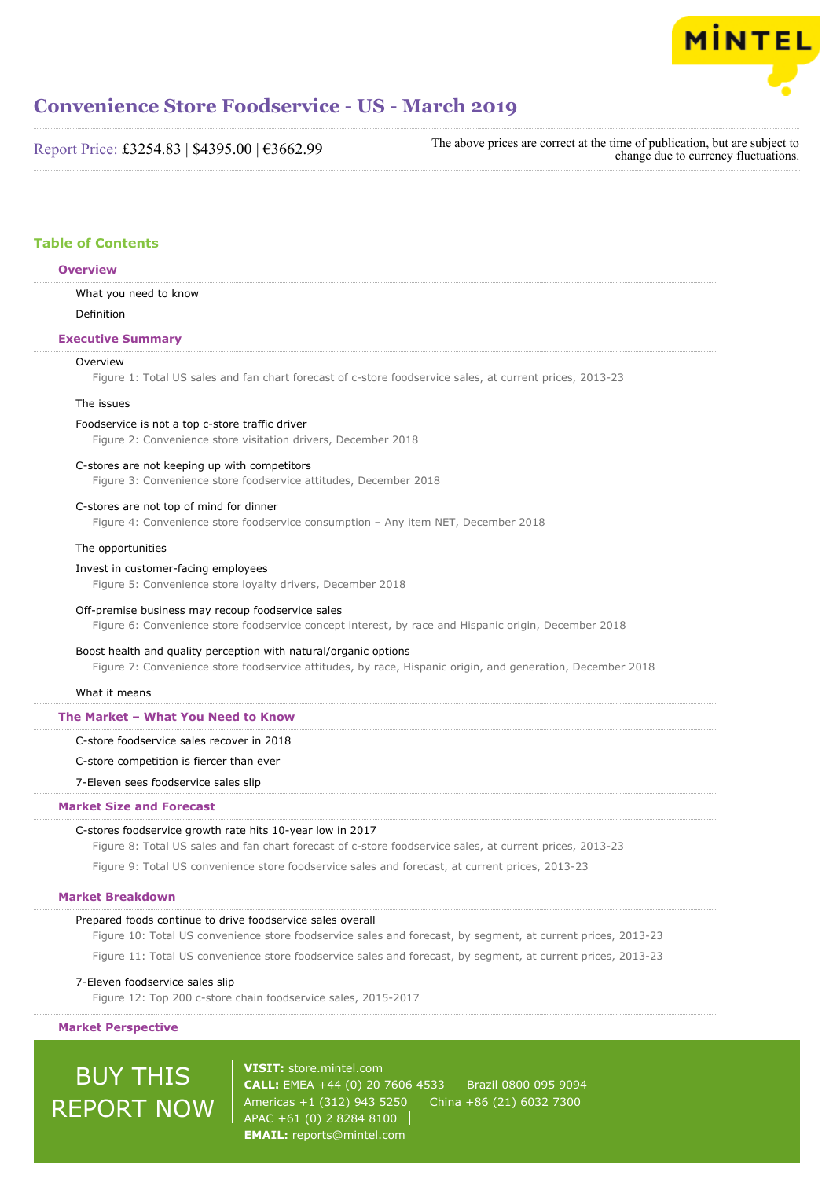# Convenience Store Foodservice - US - March 2019

Report Price: £3254.83 | $4395.00 | €3662.99

The above prices are correct at the time of publication, but are subject to change due to currency fluctuations.

## Table of Contents

### Overview

What you need to know

Definition

### Executive Summary

Overview

Figure 1: Total US sales and fan chart forecast of c-store foodservice sales, at current prices, 2013-23

The issues

Foodservice is not a top c-store traffic driver

Figure 2: Convenience store visitation drivers, December 2018

C-stores are not keeping up with competitors

Figure 3: Convenience store foodservice attitudes, December 2018

C-stores are not top of mind for dinner

Figure 4: Convenience store foodservice consumption – Any item NET, December 2018

The opportunities

Invest in customer-facing employees

Figure 5: Convenience store loyalty drivers, December 2018

Off-premise business may recoup foodservice sales

Figure 6: Convenience store foodservice concept interest, by race and Hispanic origin, December 2018

Boost health and quality perception with natural/organic options

Figure 7: Convenience store foodservice attitudes, by race, Hispanic origin, and generation, December 2018

What it means

### The Market – What You Need to Know

C-store foodservice sales recover in 2018

C-store competition is fiercer than ever

7-Eleven sees foodservice sales slip

### Market Size and Forecast

C-stores foodservice growth rate hits 10-year low in 2017

Figure 8: Total US sales and fan chart forecast of c-store foodservice sales, at current prices, 2013-23

Figure 9: Total US convenience store foodservice sales and forecast, at current prices, 2013-23

### Market Breakdown

Prepared foods continue to drive foodservice sales overall

Figure 10: Total US convenience store foodservice sales and forecast, by segment, at current prices, 2013-23

Figure 11: Total US convenience store foodservice sales and forecast, by segment, at current prices, 2013-23

7-Eleven foodservice sales slip

Figure 12: Top 200 c-store chain foodservice sales, 2015-2017

### Market Perspective

BUY THIS REPORT NOW

**VISIT:** store.mintel.com
**CALL:** EMEA +44 (0) 20 7606 4533 | Brazil 0800 095 9094
Americas +1 (312) 943 5250 | China +86 (21) 6032 7300
APAC +61 (0) 2 8284 8100
**EMAIL:** reports@mintel.com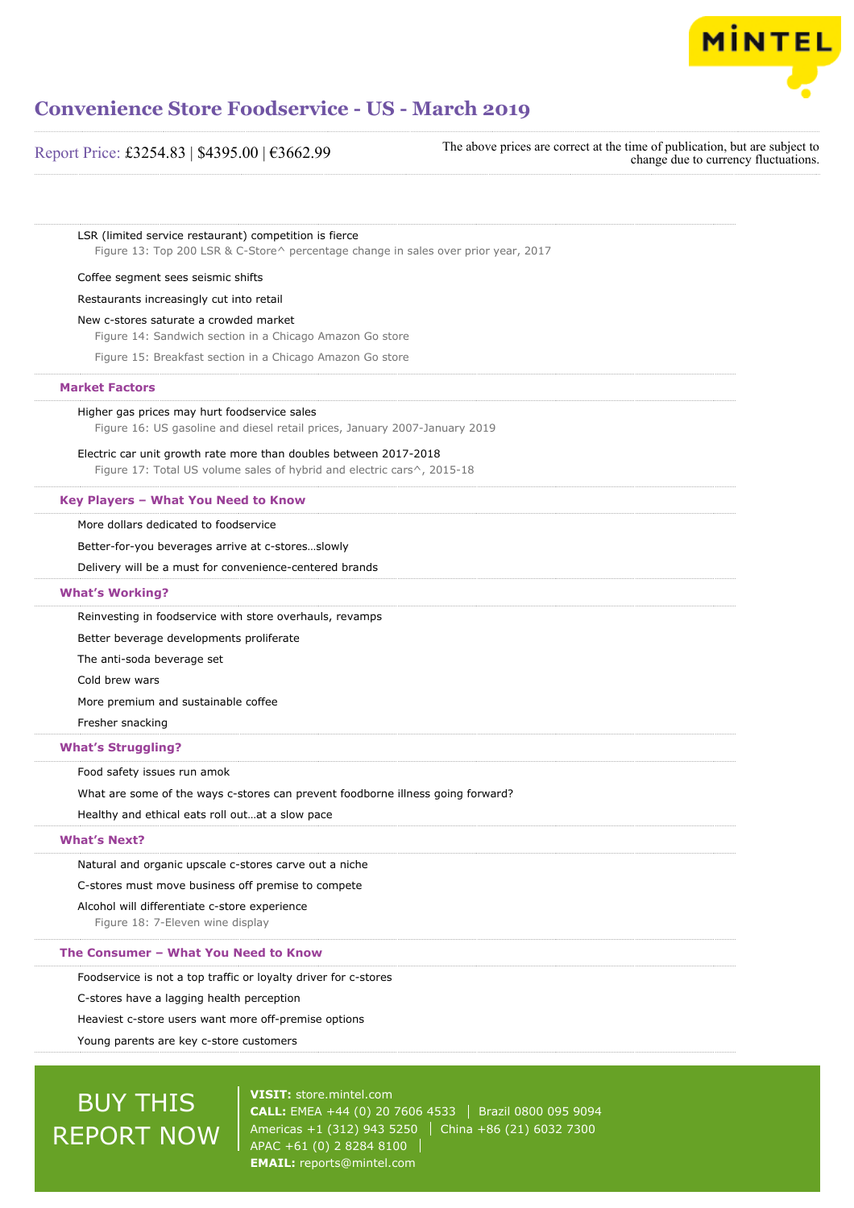LSR (limited service restaurant) competition is fierce

Figure 13: Top 200 LSR & C-Store^ percentage change in sales over prior year, 2017

Coffee segment sees seismic shifts

Restaurants increasingly cut into retail

New c-stores saturate a crowded market

Figure 14: Sandwich section in a Chicago Amazon Go store

Figure 15: Breakfast section in a Chicago Amazon Go store

## Market Factors

Higher gas prices may hurt foodservice sales

Figure 16: US gasoline and diesel retail prices, January 2007-January 2019

Electric car unit growth rate more than doubles between 2017-2018

Figure 17: Total US volume sales of hybrid and electric cars^, 2015-18

## Key Players – What You Need to Know

More dollars dedicated to foodservice

Better-for-you beverages arrive at c-stores…slowly

Delivery will be a must for convenience-centered brands

## What's Working?

Reinvesting in foodservice with store overhauls, revamps

Better beverage developments proliferate

The anti-soda beverage set

Cold brew wars

More premium and sustainable coffee

Fresher snacking

## What's Struggling?

Food safety issues run amok

What are some of the ways c-stores can prevent foodborne illness going forward?

Healthy and ethical eats roll out…at a slow pace

## What's Next?

Natural and organic upscale c-stores carve out a niche

C-stores must move business off premise to compete

Alcohol will differentiate c-store experience

Figure 18: 7-Eleven wine display

## The Consumer – What You Need to Know

Foodservice is not a top traffic or loyalty driver for c-stores

C-stores have a lagging health perception

Heaviest c-store users want more off-premise options

Young parents are key c-store customers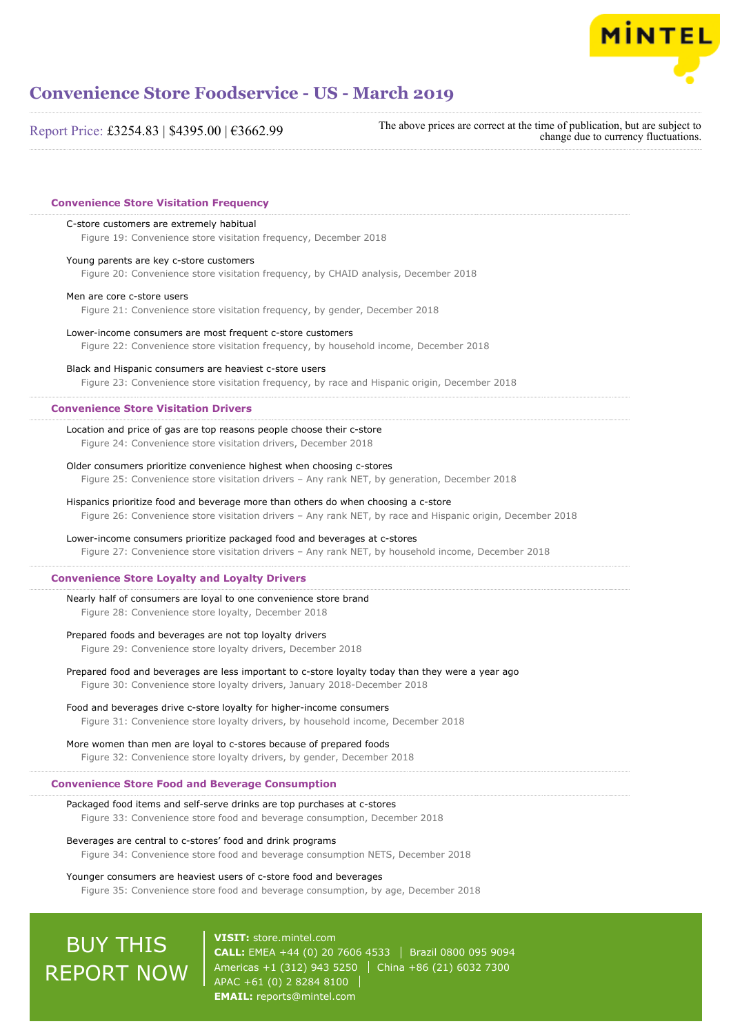## Convenience Store Visitation Frequency

C-store customers are extremely habitual

Figure 19: Convenience store visitation frequency, December 2018

Young parents are key c-store customers

Figure 20: Convenience store visitation frequency, by CHAID analysis, December 2018

Men are core c-store users

Figure 21: Convenience store visitation frequency, by gender, December 2018

Lower-income consumers are most frequent c-store customers

Figure 22: Convenience store visitation frequency, by household income, December 2018

Black and Hispanic consumers are heaviest c-store users

Figure 23: Convenience store visitation frequency, by race and Hispanic origin, December 2018

## Convenience Store Visitation Drivers

Location and price of gas are top reasons people choose their c-store

Figure 24: Convenience store visitation drivers, December 2018

Older consumers prioritize convenience highest when choosing c-stores

Figure 25: Convenience store visitation drivers – Any rank NET, by generation, December 2018

Hispanics prioritize food and beverage more than others do when choosing a c-store

Figure 26: Convenience store visitation drivers – Any rank NET, by race and Hispanic origin, December 2018

Lower-income consumers prioritize packaged food and beverages at c-stores

Figure 27: Convenience store visitation drivers – Any rank NET, by household income, December 2018

## Convenience Store Loyalty and Loyalty Drivers

Nearly half of consumers are loyal to one convenience store brand

Figure 28: Convenience store loyalty, December 2018

Prepared foods and beverages are not top loyalty drivers

Figure 29: Convenience store loyalty drivers, December 2018

Prepared food and beverages are less important to c-store loyalty today than they were a year ago

Figure 30: Convenience store loyalty drivers, January 2018-December 2018

Food and beverages drive c-store loyalty for higher-income consumers

Figure 31: Convenience store loyalty drivers, by household income, December 2018

More women than men are loyal to c-stores because of prepared foods

Figure 32: Convenience store loyalty drivers, by gender, December 2018

## Convenience Store Food and Beverage Consumption

Packaged food items and self-serve drinks are top purchases at c-stores

Figure 33: Convenience store food and beverage consumption, December 2018

Beverages are central to c-stores' food and drink programs

Figure 34: Convenience store food and beverage consumption NETS, December 2018

Younger consumers are heaviest users of c-store food and beverages

Figure 35: Convenience store food and beverage consumption, by age, December 2018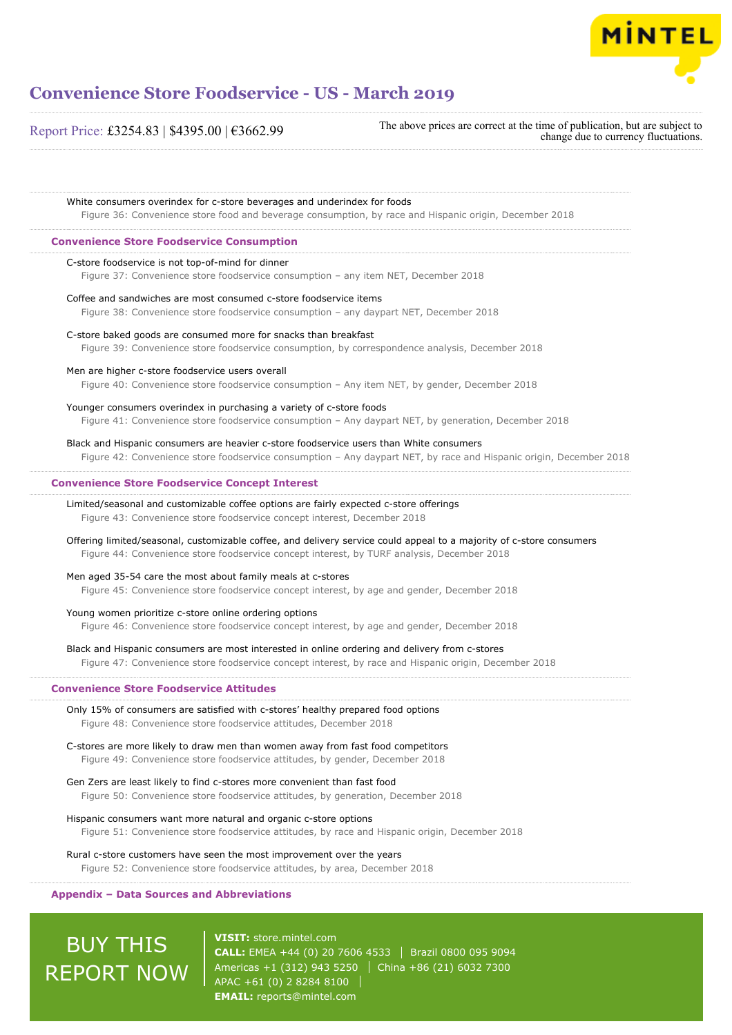White consumers overindex for c-store beverages and underindex for foods
Figure 36: Convenience store food and beverage consumption, by race and Hispanic origin, December 2018

### Convenience Store Foodservice Consumption

C-store foodservice is not top-of-mind for dinner
Figure 37: Convenience store foodservice consumption – any item NET, December 2018

Coffee and sandwiches are most consumed c-store foodservice items
Figure 38: Convenience store foodservice consumption – any daypart NET, December 2018

C-store baked goods are consumed more for snacks than breakfast
Figure 39: Convenience store foodservice consumption, by correspondence analysis, December 2018

Men are higher c-store foodservice users overall
Figure 40: Convenience store foodservice consumption – Any item NET, by gender, December 2018

Younger consumers overindex in purchasing a variety of c-store foods
Figure 41: Convenience store foodservice consumption – Any daypart NET, by generation, December 2018

Black and Hispanic consumers are heavier c-store foodservice users than White consumers
Figure 42: Convenience store foodservice consumption – Any daypart NET, by race and Hispanic origin, December 2018

### Convenience Store Foodservice Concept Interest

Limited/seasonal and customizable coffee options are fairly expected c-store offerings
Figure 43: Convenience store foodservice concept interest, December 2018

Offering limited/seasonal, customizable coffee, and delivery service could appeal to a majority of c-store consumers
Figure 44: Convenience store foodservice concept interest, by TURF analysis, December 2018

Men aged 35-54 care the most about family meals at c-stores
Figure 45: Convenience store foodservice concept interest, by age and gender, December 2018

Young women prioritize c-store online ordering options
Figure 46: Convenience store foodservice concept interest, by age and gender, December 2018

Black and Hispanic consumers are most interested in online ordering and delivery from c-stores
Figure 47: Convenience store foodservice concept interest, by race and Hispanic origin, December 2018

### Convenience Store Foodservice Attitudes

Only 15% of consumers are satisfied with c-stores' healthy prepared food options
Figure 48: Convenience store foodservice attitudes, December 2018

C-stores are more likely to draw men than women away from fast food competitors
Figure 49: Convenience store foodservice attitudes, by gender, December 2018

Gen Zers are least likely to find c-stores more convenient than fast food
Figure 50: Convenience store foodservice attitudes, by generation, December 2018

Hispanic consumers want more natural and organic c-store options
Figure 51: Convenience store foodservice attitudes, by race and Hispanic origin, December 2018

Rural c-store customers have seen the most improvement over the years
Figure 52: Convenience store foodservice attitudes, by area, December 2018

### Appendix – Data Sources and Abbreviations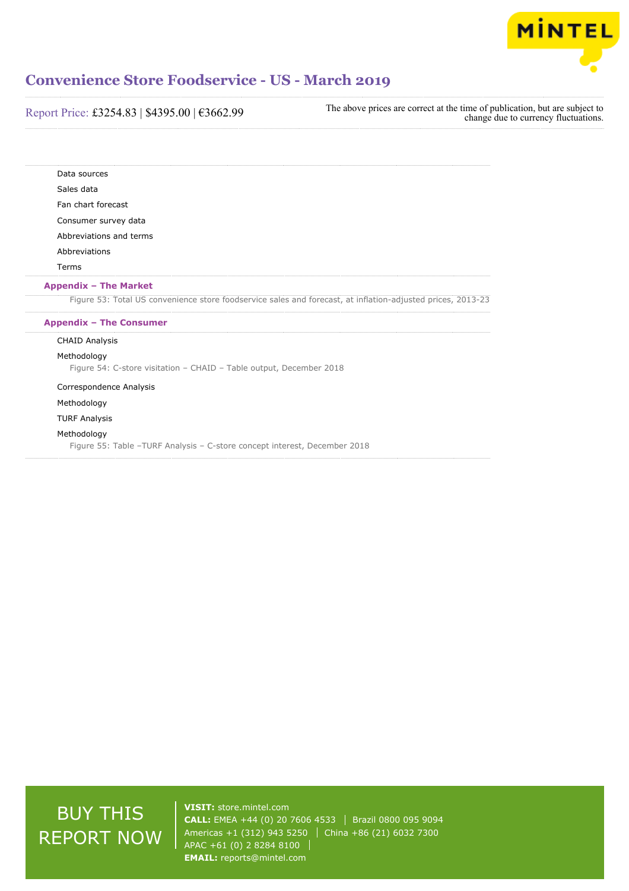Data sources

Sales data

Fan chart forecast

Consumer survey data

Abbreviations and terms

Abbreviations

Terms

### Appendix – The Market

Figure 53: Total US convenience store foodservice sales and forecast, at inflation-adjusted prices, 2013-23

### Appendix – The Consumer

CHAID Analysis

Methodology

Figure 54: C-store visitation – CHAID – Table output, December 2018

Correspondence Analysis

Methodology

TURF Analysis

Methodology

Figure 55: Table –TURF Analysis – C-store concept interest, December 2018

BUY THIS REPORT NOW

**VISIT:** store.mintel.com
**CALL:** EMEA +44 (0) 20 7606 4533 | Brazil 0800 095 9094
Americas +1 (312) 943 5250 | China +86 (21) 6032 7300
APAC +61 (0) 2 8284 8100 |
**EMAIL:** reports@mintel.com